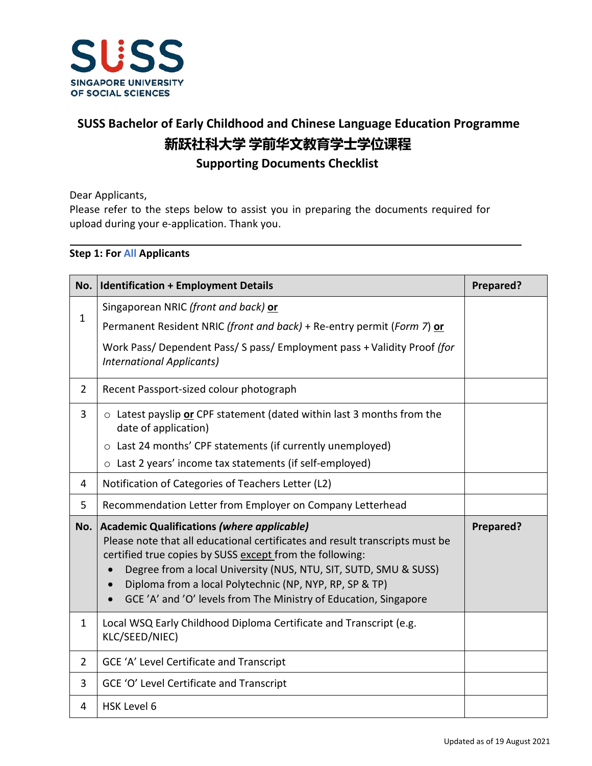SUSS
SINGAPORE UNIVERSITY
OF SOCIAL SCIENCES

## SUSS Bachelor of Early Childhood and Chinese Language Education Programme

## 新跃社科大学 学前华文教育学士学位课程

## Supporting Documents Checklist

Dear Applicants,

Please refer to the steps below to assist you in preparing the documents required for upload during your e-application. Thank you.

---

**Step 1: For All Applicants**

| No. | Identification + Employment Details | Prepared? |
|---|---|---|
| 1 | Singaporean NRIC *(front and back)* **or**<br>Permanent Resident NRIC *(front and back)* + Re-entry permit (*Form 7*) **or**<br>Work Pass/ Dependent Pass/ S pass/ Employment pass + Validity Proof *(for International Applicants)* | |
| 2 | Recent Passport-sized colour photograph | |
| 3 | ○ Latest payslip **or** CPF statement (dated within last 3 months from the date of application)<br>○ Last 24 months' CPF statements (if currently unemployed)<br>○ Last 2 years' income tax statements (if self-employed) | |
| 4 | Notification of Categories of Teachers Letter (L2) | |
| 5 | Recommendation Letter from Employer on Company Letterhead | |
| **No.** | **Academic Qualifications *(where applicable)***<br>Please note that all educational certificates and result transcripts must be certified true copies by SUSS except from the following:<br>• Degree from a local University (NUS, NTU, SIT, SUTD, SMU & SUSS)<br>• Diploma from a local Polytechnic (NP, NYP, RP, SP & TP)<br>• GCE 'A' and 'O' levels from The Ministry of Education, Singapore | **Prepared?** |
| 1 | Local WSQ Early Childhood Diploma Certificate and Transcript (e.g. KLC/SEED/NIEC) | |
| 2 | GCE 'A' Level Certificate and Transcript | |
| 3 | GCE 'O' Level Certificate and Transcript | |
| 4 | HSK Level 6 | |

Updated as of 19 August 2021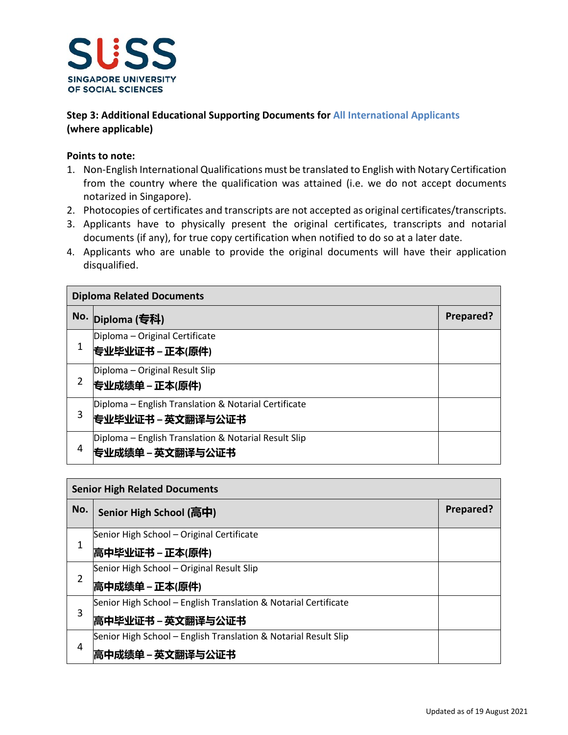**Step 3: Additional Educational Supporting Documents for All International Applicants (where applicable)**

**Points to note:**

1. Non-English International Qualifications must be translated to English with Notary Certification from the country where the qualification was attained (i.e. we do not accept documents notarized in Singapore).
2. Photocopies of certificates and transcripts are not accepted as original certificates/transcripts.
3. Applicants have to physically present the original certificates, transcripts and notarial documents (if any), for true copy certification when notified to do so at a later date.
4. Applicants who are unable to provide the original documents will have their application disqualified.

| **Diploma Related Documents** | | |
|---|---|---|
| **No.** | **Diploma (专科)** | **Prepared?** |
| 1 | Diploma – Original Certificate<br>**专业毕业证书 – 正本(原件)** | |
| 2 | Diploma – Original Result Slip<br>**专业成绩单 – 正本(原件)** | |
| 3 | Diploma – English Translation & Notarial Certificate<br>**专业毕业证书 – 英文翻译与公证书** | |
| 4 | Diploma – English Translation & Notarial Result Slip<br>**专业成绩单 – 英文翻译与公证书** | |

| **Senior High Related Documents** | | |
|---|---|---|
| **No.** | **Senior High School (高中)** | **Prepared?** |
| 1 | Senior High School – Original Certificate<br>**高中毕业证书 – 正本(原件)** | |
| 2 | Senior High School – Original Result Slip<br>**高中成绩单 – 正本(原件)** | |
| 3 | Senior High School – English Translation & Notarial Certificate<br>**高中毕业证书 – 英文翻译与公证书** | |
| 4 | Senior High School – English Translation & Notarial Result Slip<br>**高中成绩单 – 英文翻译与公证书** | |

Updated as of 19 August 2021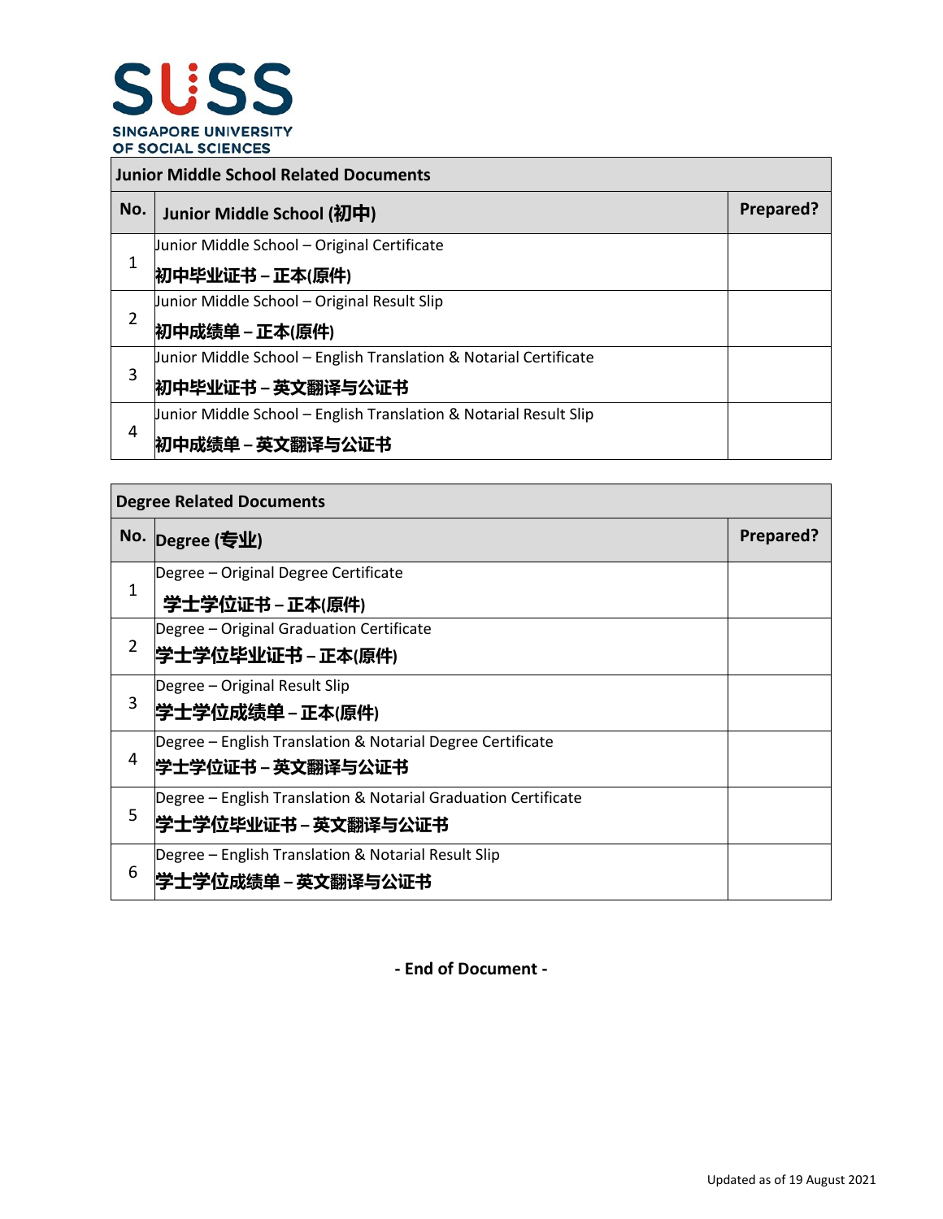SUSS
SINGAPORE UNIVERSITY
OF SOCIAL SCIENCES

| Junior Middle School Related Documents | | |
|---|---|---|
| **No.** | **Junior Middle School (初中)** | **Prepared?** |
| 1 | Junior Middle School – Original Certificate<br>**初中毕业证书 – 正本(原件)** | |
| 2 | Junior Middle School – Original Result Slip<br>**初中成绩单 – 正本(原件)** | |
| 3 | Junior Middle School – English Translation & Notarial Certificate<br>**初中毕业证书 – 英文翻译与公证书** | |
| 4 | Junior Middle School – English Translation & Notarial Result Slip<br>**初中成绩单 – 英文翻译与公证书** | |

| Degree Related Documents | | |
|---|---|---|
| **No.** | **Degree (专业)** | **Prepared?** |
| 1 | Degree – Original Degree Certificate<br>**学士学位证书 – 正本(原件)** | |
| 2 | Degree – Original Graduation Certificate<br>**学士学位毕业证书 – 正本(原件)** | |
| 3 | Degree – Original Result Slip<br>**学士学位成绩单 – 正本(原件)** | |
| 4 | Degree – English Translation & Notarial Degree Certificate<br>**学士学位证书 – 英文翻译与公证书** | |
| 5 | Degree – English Translation & Notarial Graduation Certificate<br>**学士学位毕业证书 – 英文翻译与公证书** | |
| 6 | Degree – English Translation & Notarial Result Slip<br>**学士学位成绩单 – 英文翻译与公证书** | |

**- End of Document -**

Updated as of 19 August 2021